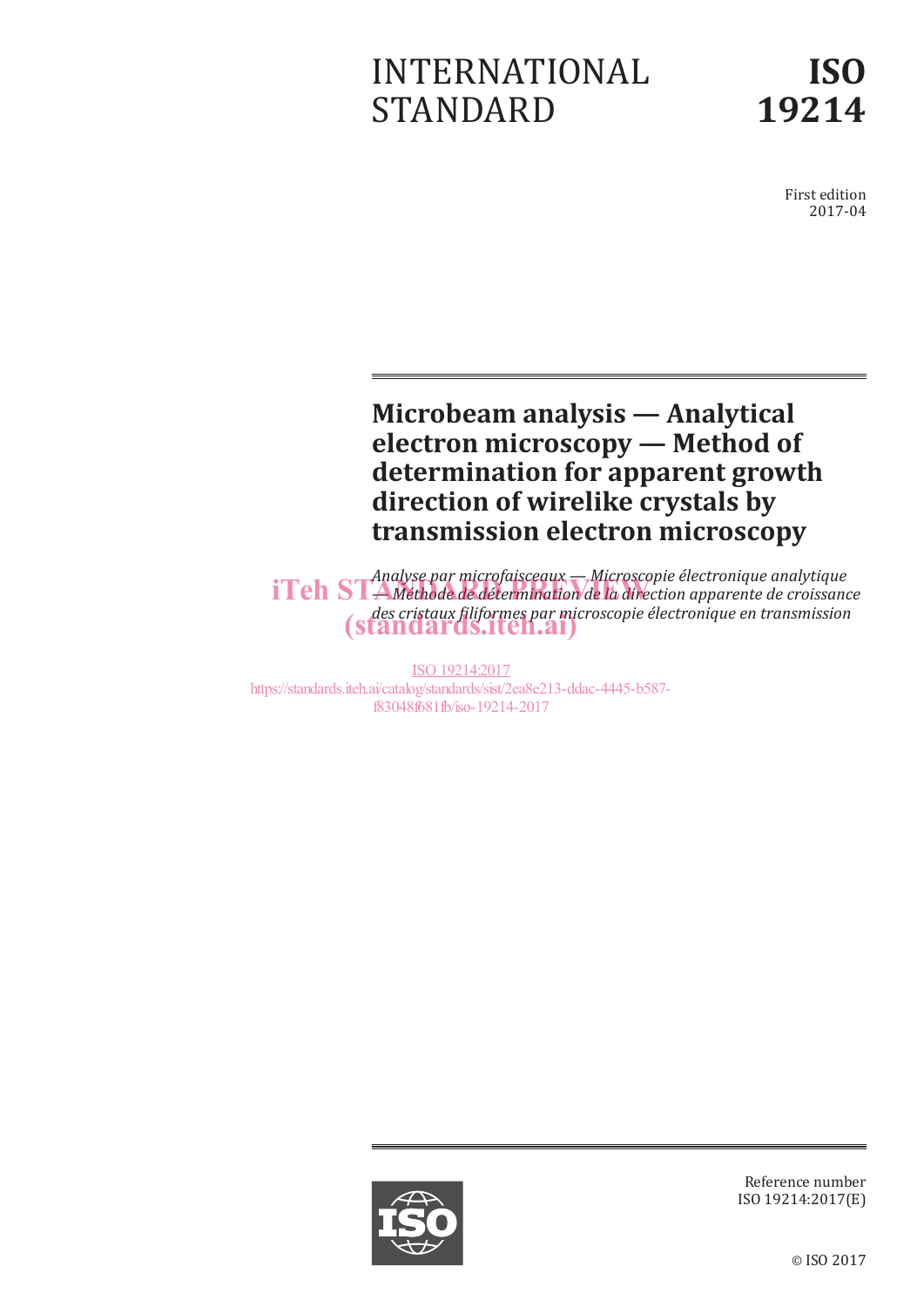INTERNATIONAL STANDARD

# ISO 19214

First edition
2017-04

# Microbeam analysis — Analytical electron microscopy — Method of determination for apparent growth direction of wirelike crystals by transmission electron microscopy

*Analyse par microfaisceaux — Microscopie électronique analytique — Méthode de détermination de la direction apparente de croissance des cristaux filiformes par microscopie électronique en transmission*

iTeh STANDARD PREVIEW
(standards.iteh.ai)

ISO 19214:2017
https://standards.iteh.ai/catalog/standards/sist/2ea8e213-ddac-4445-b587-f83048f681fb/iso-19214-2017

Reference number
ISO 19214:2017(E)

© ISO 2017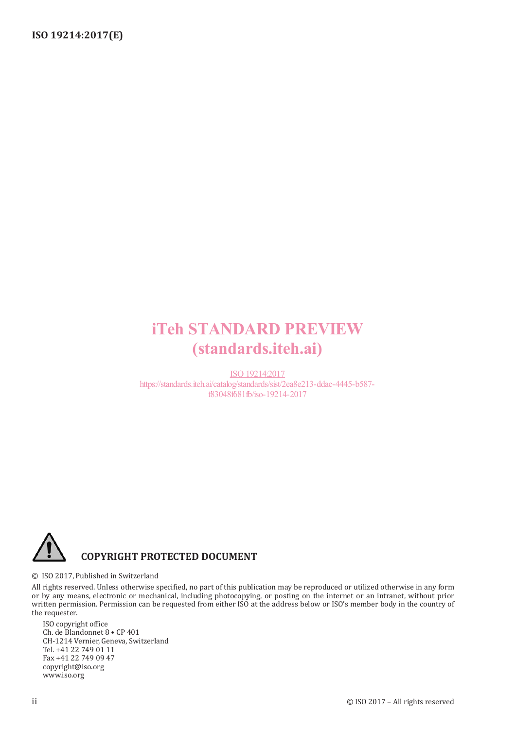iTeh STANDARD PREVIEW
(standards.iteh.ai)

ISO 19214:2017
https://standards.iteh.ai/catalog/standards/sist/2ea8e213-ddac-4445-b587-f83048f681fb/iso-19214-2017

**COPYRIGHT PROTECTED DOCUMENT**

© ISO 2017, Published in Switzerland

All rights reserved. Unless otherwise specified, no part of this publication may be reproduced or utilized otherwise in any form or by any means, electronic or mechanical, including photocopying, or posting on the internet or an intranet, without prior written permission. Permission can be requested from either ISO at the address below or ISO's member body in the country of the requester.

ISO copyright office
Ch. de Blandonnet 8 • CP 401
CH-1214 Vernier, Geneva, Switzerland
Tel. +41 22 749 01 11
Fax +41 22 749 09 47
copyright@iso.org
www.iso.org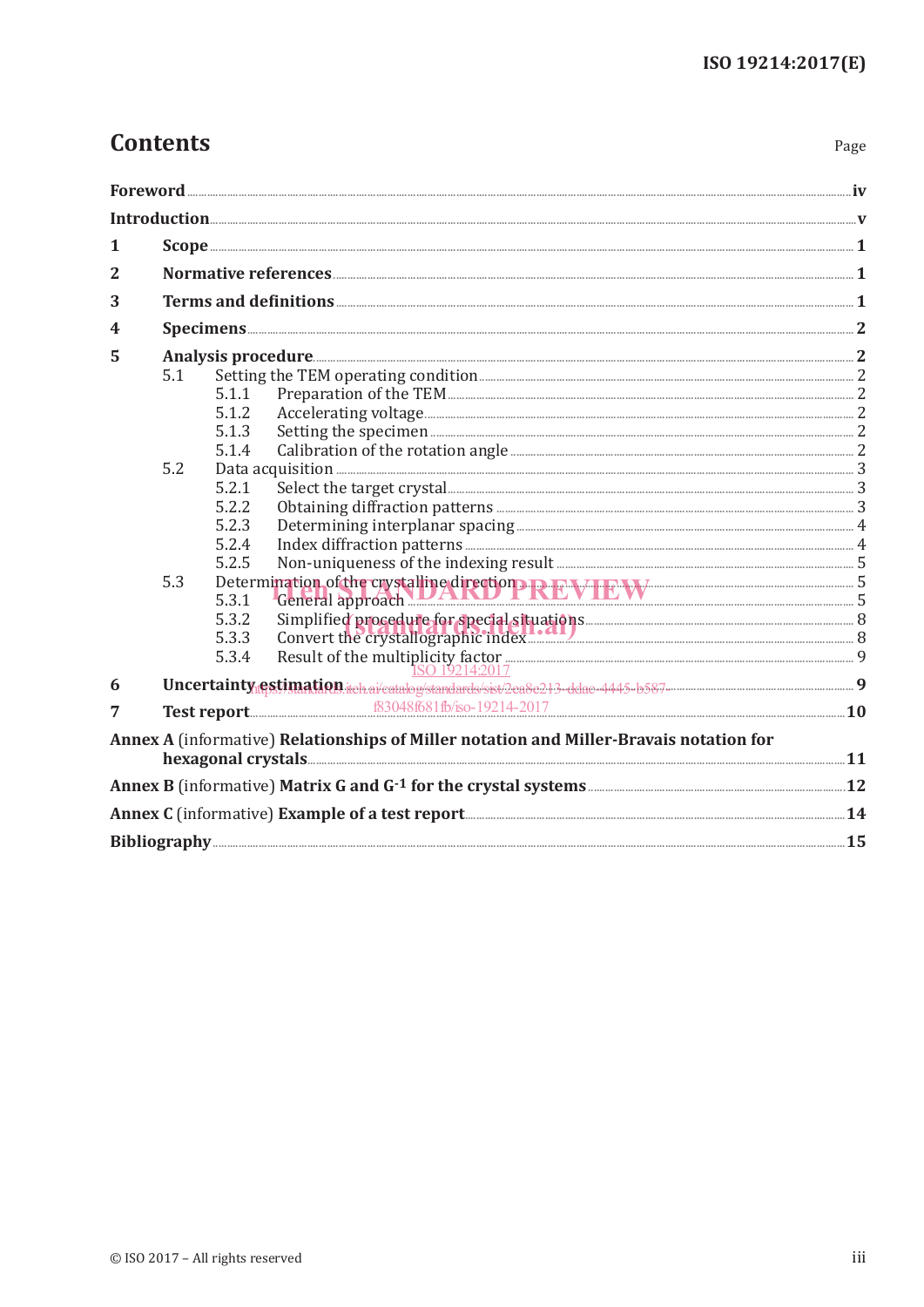# Contents

Page

**Foreword** ..... iv

**Introduction** ..... v

**1 Scope** ..... 1

**2 Normative references** ..... 1

**3 Terms and definitions** ..... 1

**4 Specimens** ..... 2

**5 Analysis procedure** ..... 2

- 5.1 Setting the TEM operating condition ..... 2
  - 5.1.1 Preparation of the TEM ..... 2
  - 5.1.2 Accelerating voltage ..... 2
  - 5.1.3 Setting the specimen ..... 2
  - 5.1.4 Calibration of the rotation angle ..... 2
- 5.2 Data acquisition ..... 3
  - 5.2.1 Select the target crystal ..... 3
  - 5.2.2 Obtaining diffraction patterns ..... 3
  - 5.2.3 Determining interplanar spacing ..... 4
  - 5.2.4 Index diffraction patterns ..... 4
  - 5.2.5 Non-uniqueness of the indexing result ..... 5
- 5.3 Determination of the crystalline direction ..... 5
  - 5.3.1 General approach ..... 5
  - 5.3.2 Simplified procedure for special situations ..... 8
  - 5.3.3 Convert the crystallographic index ..... 8
  - 5.3.4 Result of the multiplicity factor ..... 9

**6 Uncertainty estimation** ..... 9

**7 Test report** ..... 10

**Annex A** (informative) **Relationships of Miller notation and Miller-Bravais notation for hexagonal crystals** ..... 11

**Annex B** (informative) **Matrix G and G$^{-1}$ for the crystal systems** ..... 12

**Annex C** (informative) **Example of a test report** ..... 14

**Bibliography** ..... 15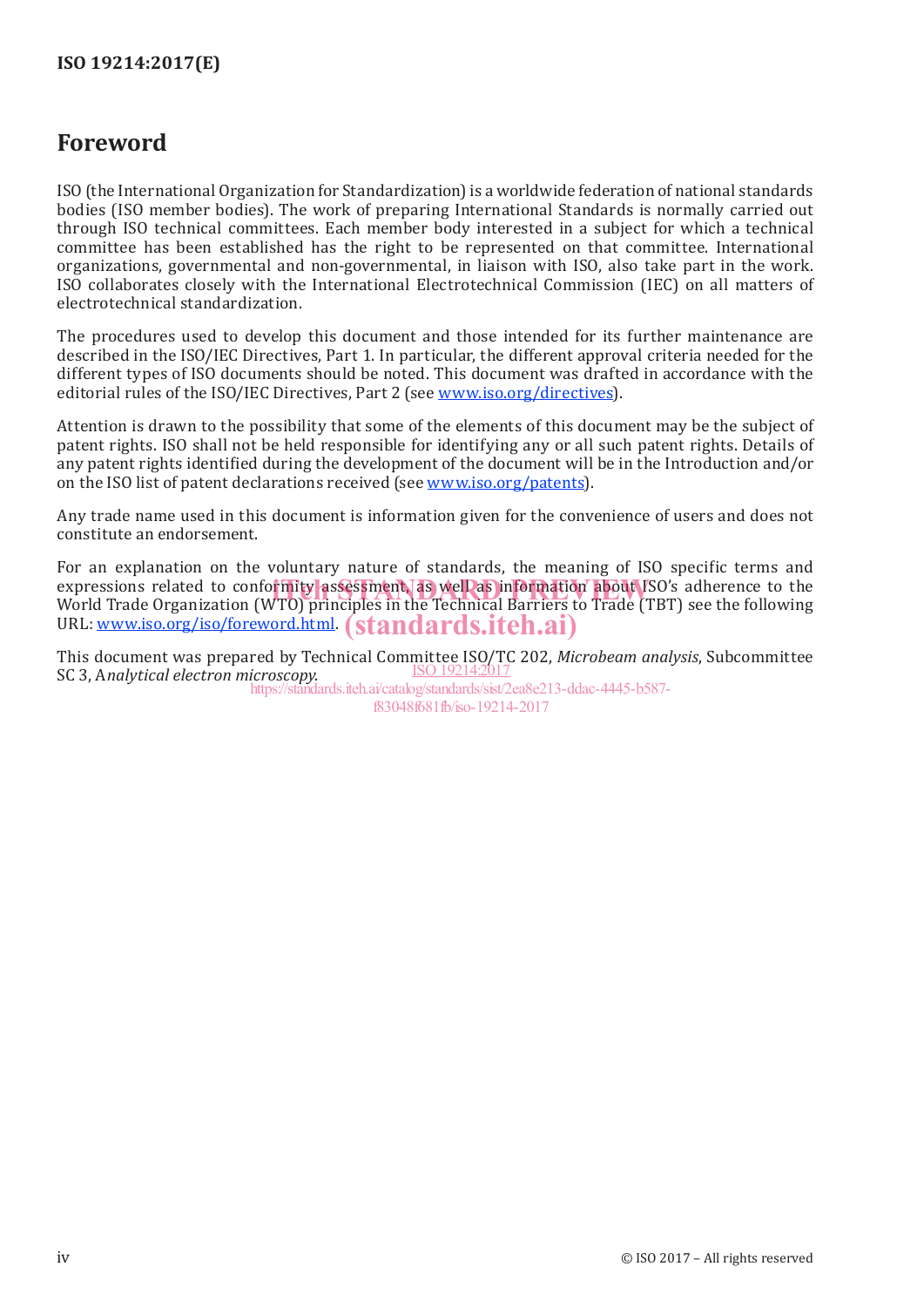# Foreword

ISO (the International Organization for Standardization) is a worldwide federation of national standards bodies (ISO member bodies). The work of preparing International Standards is normally carried out through ISO technical committees. Each member body interested in a subject for which a technical committee has been established has the right to be represented on that committee. International organizations, governmental and non-governmental, in liaison with ISO, also take part in the work. ISO collaborates closely with the International Electrotechnical Commission (IEC) on all matters of electrotechnical standardization.

The procedures used to develop this document and those intended for its further maintenance are described in the ISO/IEC Directives, Part 1. In particular, the different approval criteria needed for the different types of ISO documents should be noted. This document was drafted in accordance with the editorial rules of the ISO/IEC Directives, Part 2 (see www.iso.org/directives).

Attention is drawn to the possibility that some of the elements of this document may be the subject of patent rights. ISO shall not be held responsible for identifying any or all such patent rights. Details of any patent rights identified during the development of the document will be in the Introduction and/or on the ISO list of patent declarations received (see www.iso.org/patents).

Any trade name used in this document is information given for the convenience of users and does not constitute an endorsement.

For an explanation on the voluntary nature of standards, the meaning of ISO specific terms and expressions related to conformity assessment, as well as information about ISO's adherence to the World Trade Organization (WTO) principles in the Technical Barriers to Trade (TBT) see the following URL: www.iso.org/iso/foreword.html.

This document was prepared by Technical Committee ISO/TC 202, *Microbeam analysis*, Subcommittee SC 3, A*nalytical electron microscopy*.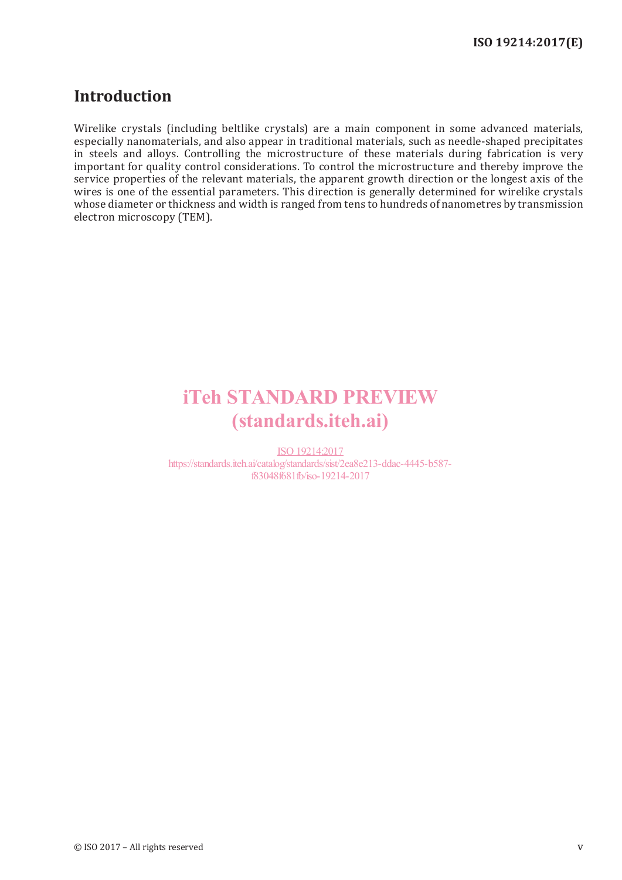## Introduction

Wirelike crystals (including beltlike crystals) are a main component in some advanced materials, especially nanomaterials, and also appear in traditional materials, such as needle-shaped precipitates in steels and alloys. Controlling the microstructure of these materials during fabrication is very important for quality control considerations. To control the microstructure and thereby improve the service properties of the relevant materials, the apparent growth direction or the longest axis of the wires is one of the essential parameters. This direction is generally determined for wirelike crystals whose diameter or thickness and width is ranged from tens to hundreds of nanometres by transmission electron microscopy (TEM).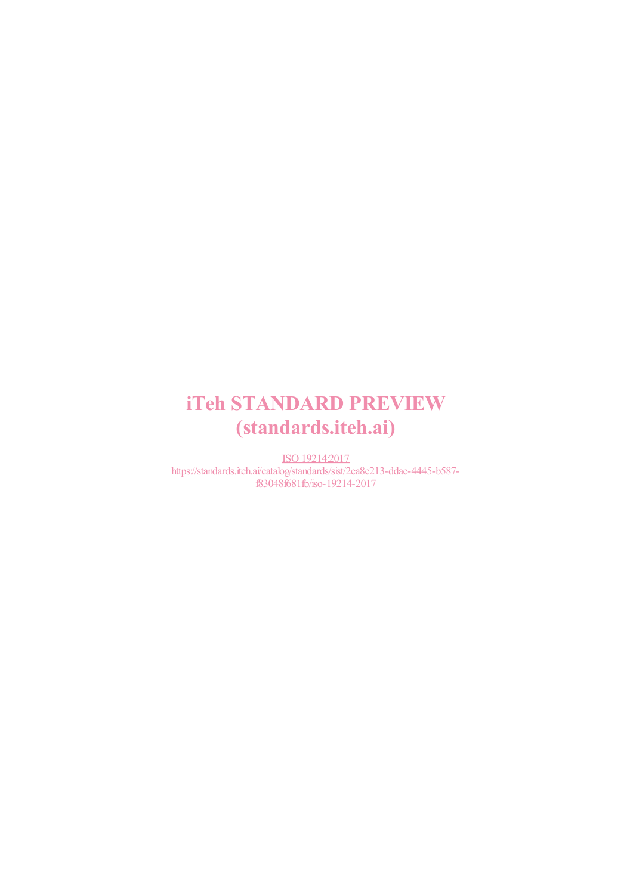iTeh STANDARD PREVIEW
(standards.iteh.ai)

ISO 19214:2017
https://standards.iteh.ai/catalog/standards/sist/2ea8e213-ddac-4445-b587-f83048f681fb/iso-19214-2017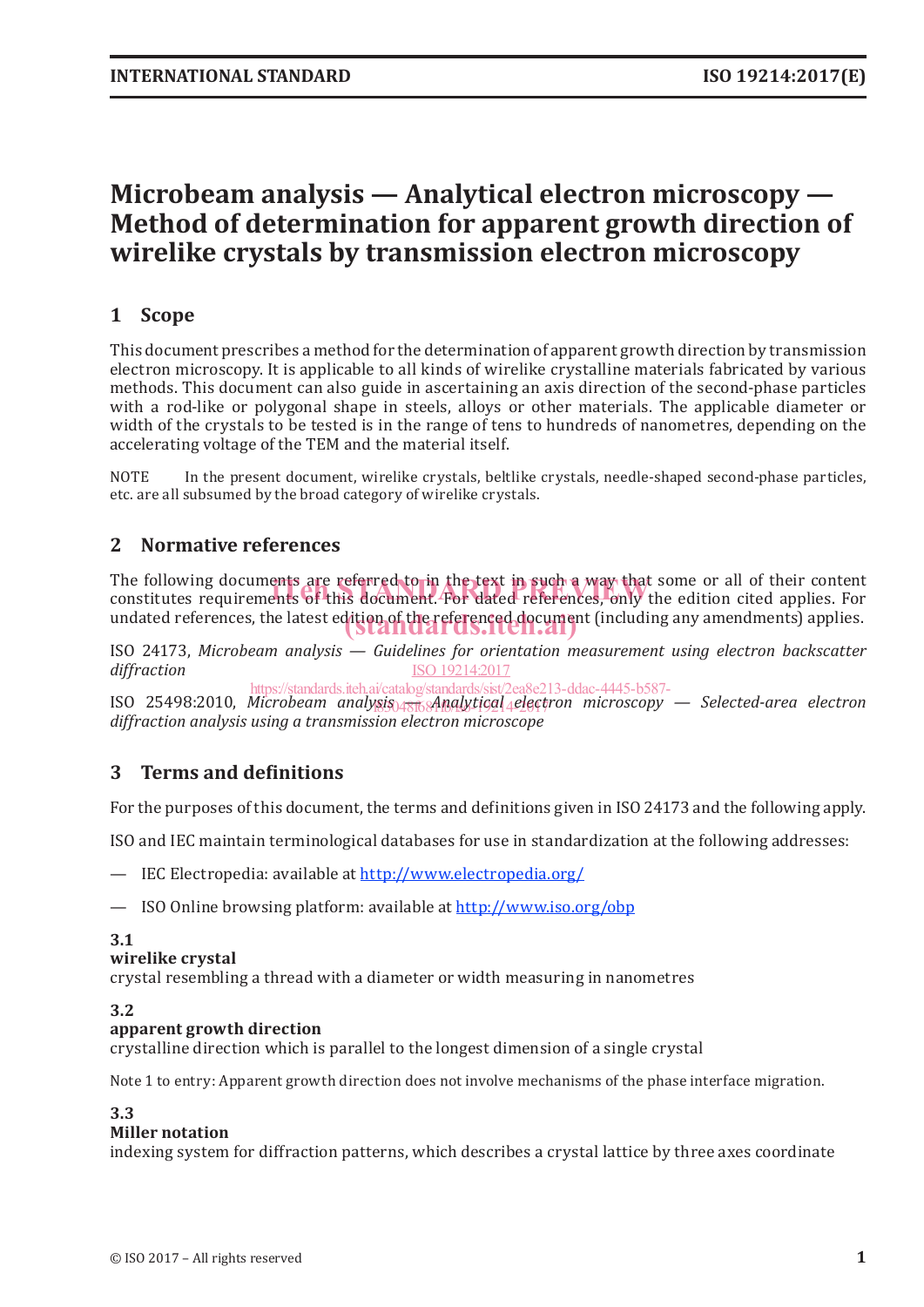# Microbeam analysis — Analytical electron microscopy — Method of determination for apparent growth direction of wirelike crystals by transmission electron microscopy

## 1 Scope

This document prescribes a method for the determination of apparent growth direction by transmission electron microscopy. It is applicable to all kinds of wirelike crystalline materials fabricated by various methods. This document can also guide in ascertaining an axis direction of the second-phase particles with a rod-like or polygonal shape in steels, alloys or other materials. The applicable diameter or width of the crystals to be tested is in the range of tens to hundreds of nanometres, depending on the accelerating voltage of the TEM and the material itself.

NOTE In the present document, wirelike crystals, beltlike crystals, needle-shaped second-phase particles, etc. are all subsumed by the broad category of wirelike crystals.

## 2 Normative references

The following documents are referred to in the text in such a way that some or all of their content constitutes requirements of this document. For dated references, only the edition cited applies. For undated references, the latest edition of the referenced document (including any amendments) applies.

ISO 24173, *Microbeam analysis — Guidelines for orientation measurement using electron backscatter diffraction*

ISO 25498:2010, *Microbeam analysis — Analytical electron microscopy — Selected-area electron diffraction analysis using a transmission electron microscope*

## 3 Terms and definitions

For the purposes of this document, the terms and definitions given in ISO 24173 and the following apply.

ISO and IEC maintain terminological databases for use in standardization at the following addresses:

— IEC Electropedia: available at http://www.electropedia.org/

— ISO Online browsing platform: available at http://www.iso.org/obp

**3.1**
**wirelike crystal**
crystal resembling a thread with a diameter or width measuring in nanometres

**3.2**
**apparent growth direction**
crystalline direction which is parallel to the longest dimension of a single crystal

Note 1 to entry: Apparent growth direction does not involve mechanisms of the phase interface migration.

**3.3**
**Miller notation**
indexing system for diffraction patterns, which describes a crystal lattice by three axes coordinate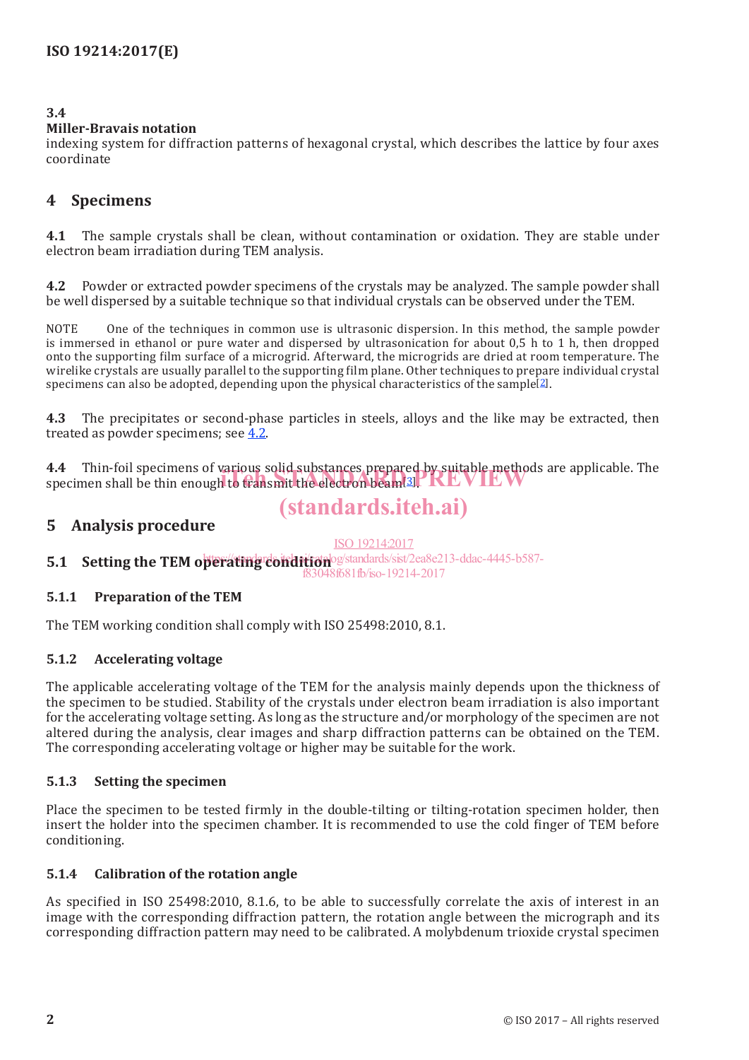**3.4**

**Miller-Bravais notation**

indexing system for diffraction patterns of hexagonal crystal, which describes the lattice by four axes coordinate

# 4 Specimens

**4.1** The sample crystals shall be clean, without contamination or oxidation. They are stable under electron beam irradiation during TEM analysis.

**4.2** Powder or extracted powder specimens of the crystals may be analyzed. The sample powder shall be well dispersed by a suitable technique so that individual crystals can be observed under the TEM.

NOTE One of the techniques in common use is ultrasonic dispersion. In this method, the sample powder is immersed in ethanol or pure water and dispersed by ultrasonication for about 0,5 h to 1 h, then dropped onto the supporting film surface of a microgrid. Afterward, the microgrids are dried at room temperature. The wirelike crystals are usually parallel to the supporting film plane. Other techniques to prepare individual crystal specimens can also be adopted, depending upon the physical characteristics of the sample[2].

**4.3** The precipitates or second-phase particles in steels, alloys and the like may be extracted, then treated as powder specimens; see 4.2.

**4.4** Thin-foil specimens of various solid substances prepared by suitable methods are applicable. The specimen shall be thin enough to transmit the electron beam[3].

# 5 Analysis procedure

## 5.1 Setting the TEM operating condition

### 5.1.1 Preparation of the TEM

The TEM working condition shall comply with ISO 25498:2010, 8.1.

### 5.1.2 Accelerating voltage

The applicable accelerating voltage of the TEM for the analysis mainly depends upon the thickness of the specimen to be studied. Stability of the crystals under electron beam irradiation is also important for the accelerating voltage setting. As long as the structure and/or morphology of the specimen are not altered during the analysis, clear images and sharp diffraction patterns can be obtained on the TEM. The corresponding accelerating voltage or higher may be suitable for the work.

### 5.1.3 Setting the specimen

Place the specimen to be tested firmly in the double-tilting or tilting-rotation specimen holder, then insert the holder into the specimen chamber. It is recommended to use the cold finger of TEM before conditioning.

### 5.1.4 Calibration of the rotation angle

As specified in ISO 25498:2010, 8.1.6, to be able to successfully correlate the axis of interest in an image with the corresponding diffraction pattern, the rotation angle between the micrograph and its corresponding diffraction pattern may need to be calibrated. A molybdenum trioxide crystal specimen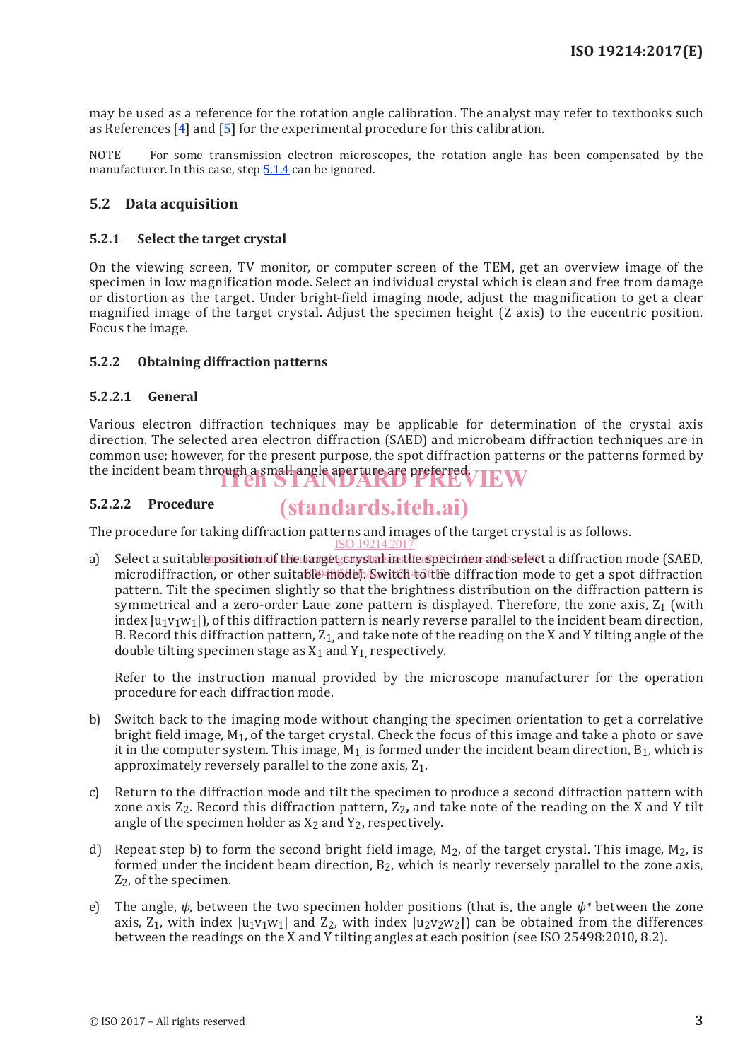may be used as a reference for the rotation angle calibration. The analyst may refer to textbooks such as References [4] and [5] for the experimental procedure for this calibration.

NOTE For some transmission electron microscopes, the rotation angle has been compensated by the manufacturer. In this case, step 5.1.4 can be ignored.

## 5.2 Data acquisition

### 5.2.1 Select the target crystal

On the viewing screen, TV monitor, or computer screen of the TEM, get an overview image of the specimen in low magnification mode. Select an individual crystal which is clean and free from damage or distortion as the target. Under bright-field imaging mode, adjust the magnification to get a clear magnified image of the target crystal. Adjust the specimen height (Z axis) to the eucentric position. Focus the image.

### 5.2.2 Obtaining diffraction patterns

#### 5.2.2.1 General

Various electron diffraction techniques may be applicable for determination of the crystal axis direction. The selected area electron diffraction (SAED) and microbeam diffraction techniques are in common use; however, for the present purpose, the spot diffraction patterns or the patterns formed by the incident beam through a small angle aperture are preferred.

#### 5.2.2.2 Procedure

The procedure for taking diffraction patterns and images of the target crystal is as follows.

a) Select a suitable position of the target crystal in the specimen and select a diffraction mode (SAED, microdiffraction, or other suitable mode). Switch to the diffraction mode to get a spot diffraction pattern. Tilt the specimen slightly so that the brightness distribution on the diffraction pattern is symmetrical and a zero-order Laue zone pattern is displayed. Therefore, the zone axis, $Z_1$ (with index $[u_1v_1w_1]$), of this diffraction pattern is nearly reverse parallel to the incident beam direction, B. Record this diffraction pattern, $Z_1$, and take note of the reading on the X and Y tilting angle of the double tilting specimen stage as $X_1$ and $Y_1$, respectively.

   Refer to the instruction manual provided by the microscope manufacturer for the operation procedure for each diffraction mode.

b) Switch back to the imaging mode without changing the specimen orientation to get a correlative bright field image, $M_1$, of the target crystal. Check the focus of this image and take a photo or save it in the computer system. This image, $M_1$, is formed under the incident beam direction, $B_1$, which is approximately reversely parallel to the zone axis, $Z_1$.

c) Return to the diffraction mode and tilt the specimen to produce a second diffraction pattern with zone axis $Z_2$. Record this diffraction pattern, $Z_2$, and take note of the reading on the X and Y tilt angle of the specimen holder as $X_2$ and $Y_2$, respectively.

d) Repeat step b) to form the second bright field image, $M_2$, of the target crystal. This image, $M_2$, is formed under the incident beam direction, $B_2$, which is nearly reversely parallel to the zone axis, $Z_2$, of the specimen.

e) The angle, $\psi$, between the two specimen holder positions (that is, the angle $\psi^*$ between the zone axis, $Z_1$, with index $[u_1v_1w_1]$ and $Z_2$, with index $[u_2v_2w_2]$) can be obtained from the differences between the readings on the X and Y tilting angles at each position (see ISO 25498:2010, 8.2).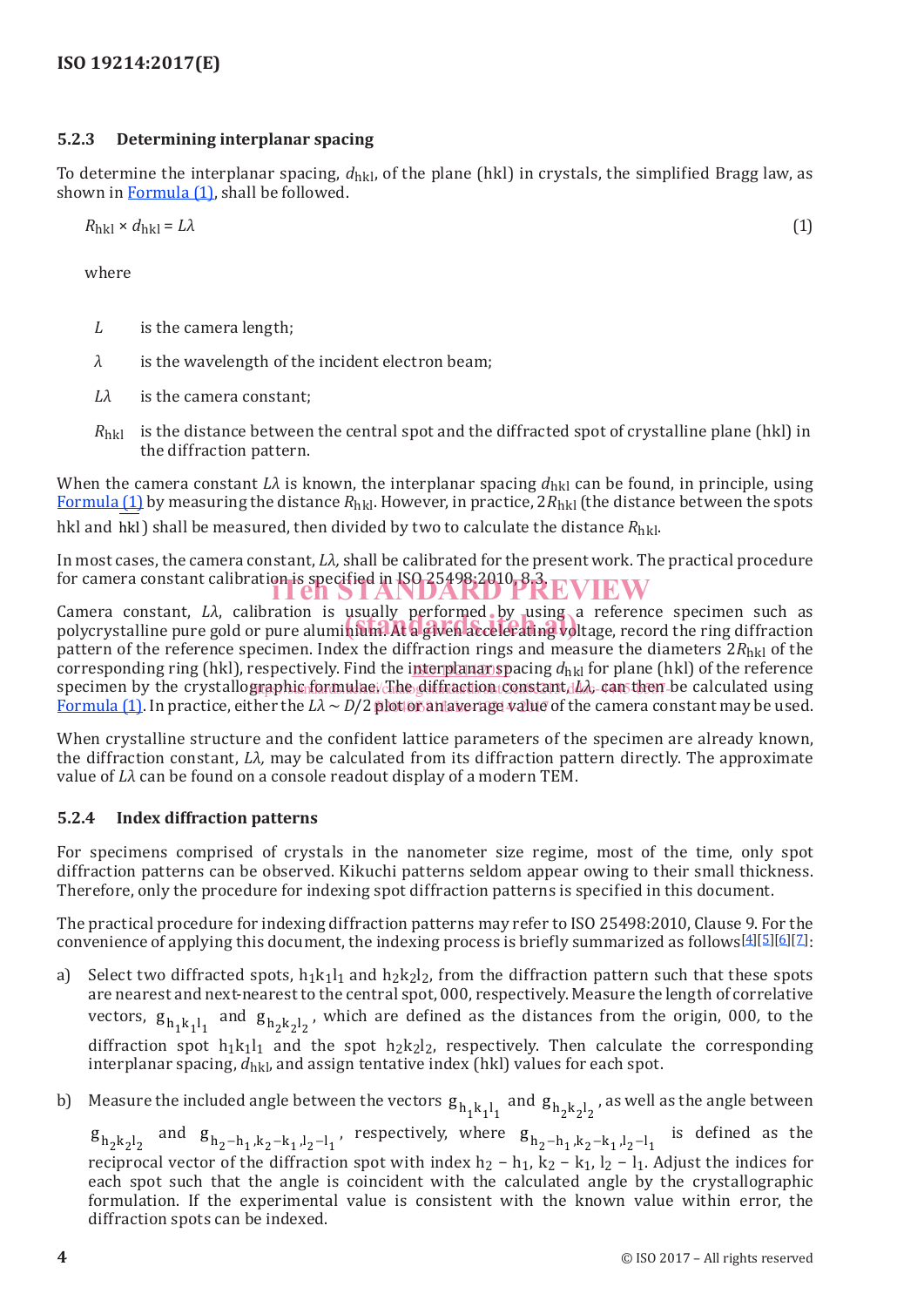### 5.2.3 Determining interplanar spacing

To determine the interplanar spacing, $d_{\text{hkl}}$, of the plane (hkl) in crystals, the simplified Bragg law, as shown in Formula (1), shall be followed.

$$R_{\text{hkl}} \times d_{\text{hkl}} = L\lambda \tag{1}$$

where

- $L$ is the camera length;
- $\lambda$ is the wavelength of the incident electron beam;
- $L\lambda$ is the camera constant;
- $R_{\text{hkl}}$ is the distance between the central spot and the diffracted spot of crystalline plane (hkl) in the diffraction pattern.

When the camera constant $L\lambda$ is known, the interplanar spacing $d_{\text{hkl}}$ can be found, in principle, using Formula (1) by measuring the distance $R_{\text{hkl}}$. However, in practice, $2R_{\text{hkl}}$ (the distance between the spots hkl and $\overline{\text{hkl}}$) shall be measured, then divided by two to calculate the distance $R_{\text{hkl}}$.

In most cases, the camera constant, $L\lambda$, shall be calibrated for the present work. The practical procedure for camera constant calibration is specified in ISO 25498:2010, 8.3.

Camera constant, $L\lambda$, calibration is usually performed by using a reference specimen such as polycrystalline pure gold or pure aluminium. At a given accelerating voltage, record the ring diffraction pattern of the reference specimen. Index the diffraction rings and measure the diameters $2R_{\text{hkl}}$ of the corresponding ring (hkl), respectively. Find the interplanar spacing $d_{\text{hkl}}$ for plane (hkl) of the reference specimen by the crystallographic formulae. The diffraction constant, $L\lambda$, can then be calculated using Formula (1). In practice, either the $L\lambda \sim D/2$ plot or an average value of the camera constant may be used.

When crystalline structure and the confident lattice parameters of the specimen are already known, the diffraction constant, $L\lambda$, may be calculated from its diffraction pattern directly. The approximate value of $L\lambda$ can be found on a console readout display of a modern TEM.

### 5.2.4 Index diffraction patterns

For specimens comprised of crystals in the nanometer size regime, most of the time, only spot diffraction patterns can be observed. Kikuchi patterns seldom appear owing to their small thickness. Therefore, only the procedure for indexing spot diffraction patterns is specified in this document.

The practical procedure for indexing diffraction patterns may refer to ISO 25498:2010, Clause 9. For the convenience of applying this document, the indexing process is briefly summarized as follows[4][5][6][7]:

a) Select two diffracted spots, $h_1k_1l_1$ and $h_2k_2l_2$, from the diffraction pattern such that these spots are nearest and next-nearest to the central spot, 000, respectively. Measure the length of correlative vectors, $g_{h_1k_1l_1}$ and $g_{h_2k_2l_2}$, which are defined as the distances from the origin, 000, to the diffraction spot $h_1k_1l_1$ and the spot $h_2k_2l_2$, respectively. Then calculate the corresponding interplanar spacing, $d_{\text{hkl}}$, and assign tentative index (hkl) values for each spot.

b) Measure the included angle between the vectors $g_{h_1k_1l_1}$ and $g_{h_2k_2l_2}$, as well as the angle between $g_{h_2k_2l_2}$ and $g_{h_2-h_1,k_2-k_1,l_2-l_1}$, respectively, where $g_{h_2-h_1,k_2-k_1,l_2-l_1}$ is defined as the reciprocal vector of the diffraction spot with index $h_2 - h_1$, $k_2 - k_1$, $l_2 - l_1$. Adjust the indices for each spot such that the angle is coincident with the calculated angle by the crystallographic formulation. If the experimental value is consistent with the known value within error, the diffraction spots can be indexed.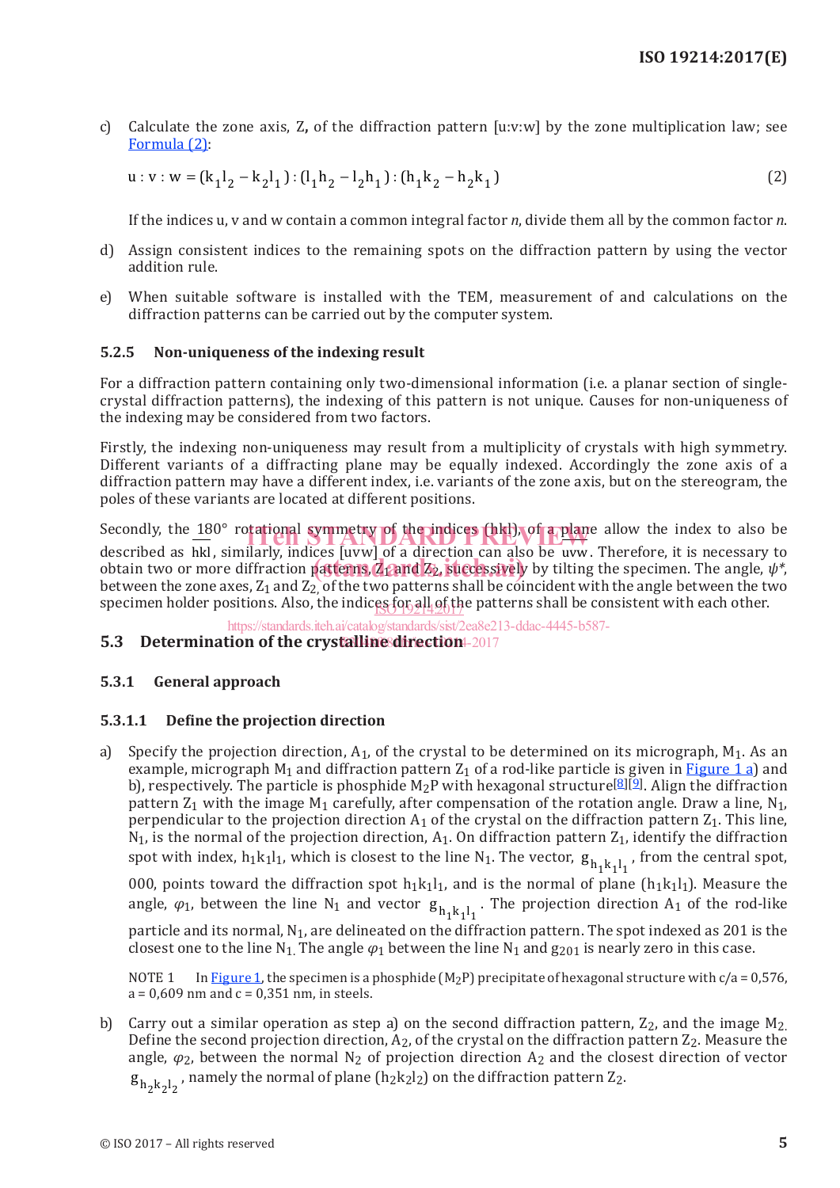c) Calculate the zone axis, Z, of the diffraction pattern [u:v:w] by the zone multiplication law; see Formula (2):

$$u : v : w = (k_1 l_2 - k_2 l_1) : (l_1 h_2 - l_2 h_1) : (h_1 k_2 - h_2 k_1) \tag{2}$$

If the indices u, v and w contain a common integral factor *n*, divide them all by the common factor *n*.

d) Assign consistent indices to the remaining spots on the diffraction pattern by using the vector addition rule.

e) When suitable software is installed with the TEM, measurement of and calculations on the diffraction patterns can be carried out by the computer system.

### 5.2.5 Non-uniqueness of the indexing result

For a diffraction pattern containing only two-dimensional information (i.e. a planar section of single-crystal diffraction patterns), the indexing of this pattern is not unique. Causes for non-uniqueness of the indexing may be considered from two factors.

Firstly, the indexing non-uniqueness may result from a multiplicity of crystals with high symmetry. Different variants of a diffracting plane may be equally indexed. Accordingly the zone axis of a diffraction pattern may have a different index, i.e. variants of the zone axis, but on the stereogram, the poles of these variants are located at different positions.

Secondly, the 180° rotational symmetry of the indices (hkl), of a plane allow the index to also be described as $\bar{h}\bar{k}\bar{l}$, similarly, indices [uvw] of a direction can also be $\bar{u}\bar{v}\bar{w}$. Therefore, it is necessary to obtain two or more diffraction patterns, $Z_1$ and $Z_2$, successively by tilting the specimen. The angle, $\psi^*$, between the zone axes, $Z_1$ and $Z_2$, of the two patterns shall be coincident with the angle between the two specimen holder positions. Also, the indices for all of the patterns shall be consistent with each other.

## 5.3 Determination of the crystalline direction

### 5.3.1 General approach

#### 5.3.1.1 Define the projection direction

a) Specify the projection direction, $A_1$, of the crystal to be determined on its micrograph, $M_1$. As an example, micrograph $M_1$ and diffraction pattern $Z_1$ of a rod-like particle is given in Figure 1 a) and b), respectively. The particle is phosphide $M_2P$ with hexagonal structure[8][9]. Align the diffraction pattern $Z_1$ with the image $M_1$ carefully, after compensation of the rotation angle. Draw a line, $N_1$, perpendicular to the projection direction $A_1$ of the crystal on the diffraction pattern $Z_1$. This line, $N_1$, is the normal of the projection direction, $A_1$. On diffraction pattern $Z_1$, identify the diffraction spot with index, $h_1k_1l_1$, which is closest to the line $N_1$. The vector, $g_{h_1k_1l_1}$, from the central spot, 000, points toward the diffraction spot $h_1k_1l_1$, and is the normal of plane ($h_1k_1l_1$). Measure the angle, $\varphi_1$, between the line $N_1$ and vector $g_{h_1k_1l_1}$. The projection direction $A_1$ of the rod-like particle and its normal, $N_1$, are delineated on the diffraction pattern. The spot indexed as 201 is the closest one to the line $N_1$. The angle $\varphi_1$ between the line $N_1$ and $g_{201}$ is nearly zero in this case.

NOTE 1 In Figure 1, the specimen is a phosphide ($M_2P$) precipitate of hexagonal structure with c/a = 0,576, a = 0,609 nm and c = 0,351 nm, in steels.

b) Carry out a similar operation as step a) on the second diffraction pattern, $Z_2$, and the image $M_2$. Define the second projection direction, $A_2$, of the crystal on the diffraction pattern $Z_2$. Measure the angle, $\varphi_2$, between the normal $N_2$ of projection direction $A_2$ and the closest direction of vector $g_{h_2k_2l_2}$, namely the normal of plane ($h_2k_2l_2$) on the diffraction pattern $Z_2$.